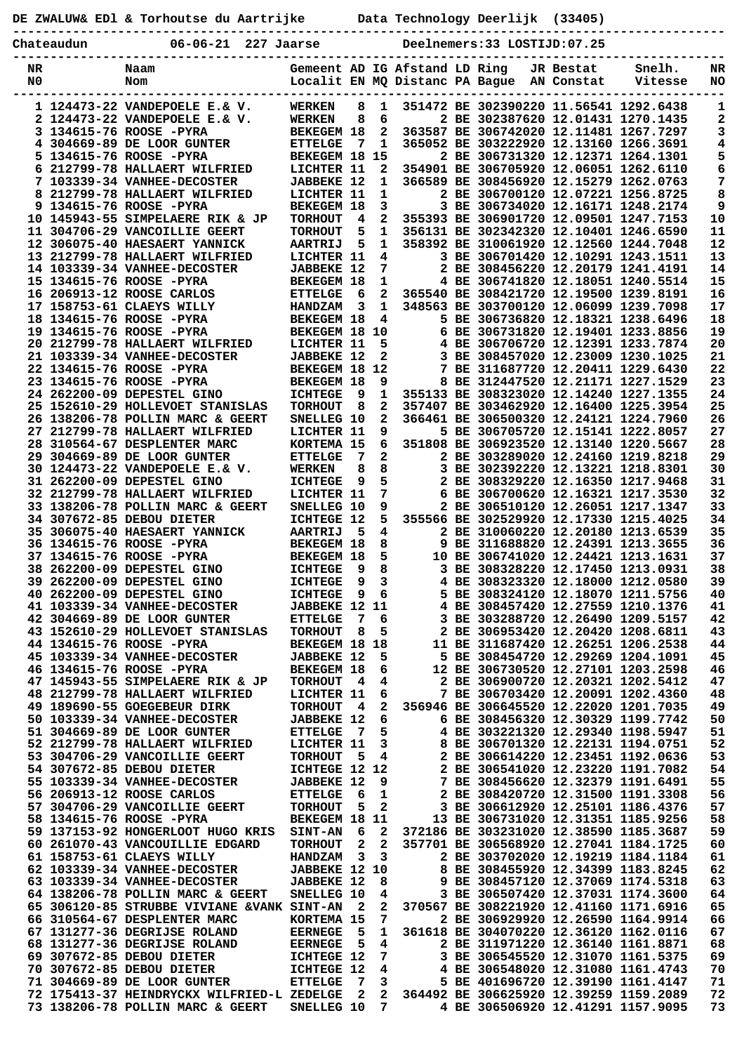**DE ZWALUW& EDl & Torhoutse du Aartrijke Data Technology Deerlijk (33405)**

**Chateaudun 06-06-21 227 Jaarse Deelnemers:33 LOSTIJD:07.25**

| NR N0 | | Naam Nom | Gemeent Localit | AD EN | IG MQ | Afstand Distanc | LD PA | Ring Bague | JR AN | Bestat Constat | Snelh. Vitesse | NR NO |
|---|---|---|---|---|---|---|---|---|---|---|---|---|
| 1 | 124473-22 | VANDEPOELE E.& V. | WERKEN | 8 | 1 | 351472 | BE | 3023902 | 20 | 11.56541 | 1292.6438 | 1 |
| 2 | 124473-22 | VANDEPOELE E.& V. | WERKEN | 8 | 6 | 2 | BE | 3023876 | 20 | 12.01431 | 1270.1435 | 2 |
| 3 | 134615-76 | ROOSE -PYRA | BEKEGEM | 18 | 2 | 363587 | BE | 3067420 | 20 | 12.11481 | 1267.7297 | 3 |
| 4 | 304669-89 | DE LOOR GUNTER | ETTELGE | 7 | 1 | 365052 | BE | 3032229 | 20 | 12.13160 | 1266.3691 | 4 |
| 5 | 134615-76 | ROOSE -PYRA | BEKEGEM | 18 | 15 | 2 | BE | 3067313 | 20 | 12.12371 | 1264.1301 | 5 |
| 6 | 212799-78 | HALLAERT WILFRIED | LICHTER | 11 | 2 | 354901 | BE | 3067059 | 20 | 12.06051 | 1262.6110 | 6 |
| 7 | 103339-34 | VANHEE-DECOSTER | JABBEKE | 12 | 1 | 366589 | BE | 3084569 | 20 | 12.15279 | 1262.0763 | 7 |
| 8 | 212799-78 | HALLAERT WILFRIED | LICHTER | 11 | 1 | 2 | BE | 3067001 | 20 | 12.07221 | 1256.8725 | 8 |
| 9 | 134615-76 | ROOSE -PYRA | BEKEGEM | 18 | 3 | 3 | BE | 3067340 | 20 | 12.16171 | 1248.2174 | 9 |
| 10 | 145943-55 | SIMPELAERE RIK & JP | TORHOUT | 4 | 2 | 355393 | BE | 3069017 | 20 | 12.09501 | 1247.7153 | 10 |
| 11 | 304706-29 | VANCOILLIE GEERT | TORHOUT | 5 | 1 | 356131 | BE | 3023423 | 20 | 12.10401 | 1246.6590 | 11 |
| 12 | 306075-40 | HAESAERT YANNICK | AARTRIJ | 5 | 1 | 358392 | BE | 3100619 | 20 | 12.12560 | 1244.7048 | 12 |
| 13 | 212799-78 | HALLAERT WILFRIED | LICHTER | 11 | 4 | 3 | BE | 3067014 | 20 | 12.10291 | 1243.1511 | 13 |
| 14 | 103339-34 | VANHEE-DECOSTER | JABBEKE | 12 | 7 | 2 | BE | 3084562 | 20 | 12.20179 | 1241.4191 | 14 |
| 15 | 134615-76 | ROOSE -PYRA | BEKEGEM | 18 | 1 | 4 | BE | 3067418 | 20 | 12.18051 | 1240.5514 | 15 |
| 16 | 206913-12 | ROOSE CARLOS | ETTELGE | 6 | 2 | 365540 | BE | 3084217 | 20 | 12.19500 | 1239.8191 | 16 |
| 17 | 158753-61 | CLAEYS WILLY | HANDZAM | 3 | 1 | 348563 | BE | 3037001 | 20 | 12.06099 | 1239.7098 | 17 |
| 18 | 134615-76 | ROOSE -PYRA | BEKEGEM | 18 | 4 | 5 | BE | 3067368 | 20 | 12.18321 | 1238.6496 | 18 |
| 19 | 134615-76 | ROOSE -PYRA | BEKEGEM | 18 | 10 | 6 | BE | 3067318 | 20 | 12.19401 | 1233.8856 | 19 |
| 20 | 212799-78 | HALLAERT WILFRIED | LICHTER | 11 | 5 | 4 | BE | 3067067 | 20 | 12.12391 | 1233.7874 | 20 |
| 21 | 103339-34 | VANHEE-DECOSTER | JABBEKE | 12 | 2 | 3 | BE | 3084570 | 20 | 12.23009 | 1230.1025 | 21 |
| 22 | 134615-76 | ROOSE -PYRA | BEKEGEM | 18 | 12 | 7 | BE | 3116877 | 20 | 12.20411 | 1229.6430 | 22 |
| 23 | 134615-76 | ROOSE -PYRA | BEKEGEM | 18 | 9 | 8 | BE | 3124475 | 20 | 12.21171 | 1227.1529 | 23 |
| 24 | 262200-09 | DEPESTEL GINO | ICHTEGE | 9 | 1 | 355133 | BE | 3083230 | 20 | 12.14240 | 1227.1355 | 24 |
| 25 | 152610-29 | HOLLEVOET STANISLAS | TORHOUT | 8 | 2 | 357407 | BE | 3034629 | 20 | 12.16400 | 1225.3954 | 25 |
| 26 | 138206-78 | POLLIN MARC & GEERT | SNELLEG | 10 | 2 | 366461 | BE | 3065003 | 20 | 12.24121 | 1224.7960 | 26 |
| 27 | 212799-78 | HALLAERT WILFRIED | LICHTER | 11 | 9 | 5 | BE | 3067057 | 20 | 12.15141 | 1222.8057 | 27 |
| 28 | 310564-67 | DESPLENTER MARC | KORTEMA | 15 | 6 | 351808 | BE | 3069235 | 20 | 12.13140 | 1220.5667 | 28 |
| 29 | 304669-89 | DE LOOR GUNTER | ETTELGE | 7 | 2 | 2 | BE | 3032890 | 20 | 12.24160 | 1219.8218 | 29 |
| 30 | 124473-22 | VANDEPOELE E.& V. | WERKEN | 8 | 8 | 3 | BE | 3023922 | 20 | 12.13221 | 1218.8301 | 30 |
| 31 | 262200-09 | DEPESTEL GINO | ICHTEGE | 9 | 5 | 2 | BE | 3083292 | 20 | 12.16350 | 1217.9468 | 31 |
| 32 | 212799-78 | HALLAERT WILFRIED | LICHTER | 11 | 7 | 6 | BE | 3067006 | 20 | 12.16321 | 1217.3530 | 32 |
| 33 | 138206-78 | POLLIN MARC & GEERT | SNELLEG | 10 | 9 | 2 | BE | 3065106 | 20 | 12.26051 | 1217.1347 | 33 |
| 34 | 307672-85 | DEBOU DIETER | ICHTEGE | 12 | 5 | 355566 | BE | 3025299 | 20 | 12.17330 | 1215.4025 | 34 |
| 35 | 306075-40 | HAESAERT YANNICK | AARTRIJ | 5 | 4 | 2 | BE | 3100600 | 20 | 12.20180 | 1213.6539 | 35 |
| 36 | 134615-76 | ROOSE -PYRA | BEKEGEM | 18 | 8 | 9 | BE | 3116888 | 20 | 12.24391 | 1213.3655 | 36 |
| 37 | 134615-76 | ROOSE -PYRA | BEKEGEM | 18 | 5 | 10 | BE | 3067410 | 20 | 12.24421 | 1213.1631 | 37 |
| 38 | 262200-09 | DEPESTEL GINO | ICHTEGE | 9 | 8 | 3 | BE | 3083282 | 20 | 12.17450 | 1213.0931 | 38 |
| 39 | 262200-09 | DEPESTEL GINO | ICHTEGE | 9 | 3 | 4 | BE | 3083232 | 20 | 12.18000 | 1212.0580 | 39 |
| 40 | 262200-09 | DEPESTEL GINO | ICHTEGE | 9 | 6 | 5 | BE | 3083241 | 20 | 12.18070 | 1211.5756 | 40 |
| 41 | 103339-34 | VANHEE-DECOSTER | JABBEKE | 12 | 11 | 4 | BE | 3084577 | 20 | 12.27559 | 1210.1376 | 41 |
| 42 | 304669-89 | DE LOOR GUNTER | ETTELGE | 7 | 6 | 3 | BE | 3032887 | 20 | 12.26490 | 1209.5157 | 42 |
| 43 | 152610-29 | HOLLEVOET STANISLAS | TORHOUT | 8 | 5 | 2 | BE | 3069534 | 20 | 12.20420 | 1208.6811 | 43 |
| 44 | 134615-76 | ROOSE -PYRA | BEKEGEM | 18 | 18 | 11 | BE | 3116875 | 20 | 12.26251 | 1206.2538 | 44 |
| 45 | 103339-34 | VANHEE-DECOSTER | JABBEKE | 12 | 5 | 5 | BE | 3084547 | 20 | 12.29269 | 1204.1091 | 45 |
| 46 | 134615-76 | ROOSE -PYRA | BEKEGEM | 18 | 6 | 12 | BE | 3067305 | 20 | 12.27101 | 1203.2598 | 46 |
| 47 | 145943-55 | SIMPELAERE RIK & JP | TORHOUT | 4 | 4 | 2 | BE | 3069005 | 20 | 12.20321 | 1202.5412 | 47 |
| 48 | 212799-78 | HALLAERT WILFRIED | LICHTER | 11 | 6 | 7 | BE | 3067034 | 20 | 12.20091 | 1202.4360 | 48 |
| 49 | 189690-55 | GOEGEBEUR DIRK | TORHOUT | 4 | 2 | 356946 | BE | 3066455 | 20 | 12.22020 | 1201.7035 | 49 |
| 50 | 103339-34 | VANHEE-DECOSTER | JABBEKE | 12 | 6 | 6 | BE | 3084563 | 20 | 12.30329 | 1199.7742 | 50 |
| 51 | 304669-89 | DE LOOR GUNTER | ETTELGE | 7 | 5 | 4 | BE | 3032213 | 20 | 12.29340 | 1198.5947 | 51 |
| 52 | 212799-78 | HALLAERT WILFRIED | LICHTER | 11 | 3 | 8 | BE | 3067013 | 20 | 12.22131 | 1194.0751 | 52 |
| 53 | 304706-29 | VANCOILLIE GEERT | TORHOUT | 5 | 4 | 2 | BE | 3066142 | 20 | 12.23451 | 1192.0636 | 53 |
| 54 | 307672-85 | DEBOU DIETER | ICHTEGE | 12 | 12 | 2 | BE | 3065410 | 20 | 12.23220 | 1191.7082 | 54 |
| 55 | 103339-34 | VANHEE-DECOSTER | JABBEKE | 12 | 9 | 7 | BE | 3084566 | 20 | 12.32379 | 1191.6491 | 55 |
| 56 | 206913-12 | ROOSE CARLOS | ETTELGE | 6 | 1 | 2 | BE | 3084207 | 20 | 12.31500 | 1191.3308 | 56 |
| 57 | 304706-29 | VANCOILLIE GEERT | TORHOUT | 5 | 2 | 3 | BE | 3066123 | 20 | 12.25101 | 1186.4376 | 57 |
| 58 | 134615-76 | ROOSE -PYRA | BEKEGEM | 18 | 11 | 13 | BE | 3067310 | 20 | 12.31351 | 1185.9256 | 58 |
| 59 | 137153-92 | HONGERLOOT HUGO KRIS | SINT-AN | 6 | 2 | 372186 | BE | 3032310 | 20 | 12.38590 | 1185.3687 | 59 |
| 60 | 261070-43 | VANCOUILLIE EDGARD | TORHOUT | 2 | 2 | 357701 | BE | 3065689 | 20 | 12.27041 | 1184.1725 | 60 |
| 61 | 158753-61 | CLAEYS WILLY | HANDZAM | 3 | 3 | 2 | BE | 3037020 | 20 | 12.19219 | 1184.1184 | 61 |
| 62 | 103339-34 | VANHEE-DECOSTER | JABBEKE | 12 | 10 | 8 | BE | 3084559 | 20 | 12.34399 | 1183.8245 | 62 |
| 63 | 103339-34 | VANHEE-DECOSTER | JABBEKE | 12 | 8 | 9 | BE | 3084571 | 20 | 12.37069 | 1174.5318 | 63 |
| 64 | 138206-78 | POLLIN MARC & GEERT | SNELLEG | 10 | 4 | 3 | BE | 3065074 | 20 | 12.37031 | 1174.3600 | 64 |
| 65 | 306120-85 | STRUBBE VIVIANE &VANK | SINT-AN | 2 | 2 | 370567 | BE | 3082219 | 20 | 12.41160 | 1171.6916 | 65 |
| 66 | 310564-67 | DESPLENTER MARC | KORTEMA | 15 | 7 | 2 | BE | 3069295 | 20 | 12.26590 | 1164.9914 | 66 |
| 67 | 131277-36 | DEGRIJSE ROLAND | EERNEGE | 5 | 1 | 361618 | BE | 3040702 | 20 | 12.36120 | 1162.0116 | 67 |
| 68 | 131277-36 | DEGRIJSE ROLAND | EERNEGE | 5 | 4 | 2 | BE | 3119712 | 20 | 12.36140 | 1161.8871 | 68 |
| 69 | 307672-85 | DEBOU DIETER | ICHTEGE | 12 | 7 | 3 | BE | 3065455 | 20 | 12.31070 | 1161.5375 | 69 |
| 70 | 307672-85 | DEBOU DIETER | ICHTEGE | 12 | 4 | 4 | BE | 3065480 | 20 | 12.31080 | 1161.4743 | 70 |
| 71 | 304669-89 | DE LOOR GUNTER | ETTELGE | 7 | 3 | 5 | BE | 4016967 | 20 | 12.39190 | 1161.4147 | 71 |
| 72 | 175413-37 | HEINDRYCKX WILFRIED-L | ZEDELGE | 2 | 2 | 364492 | BE | 3066257 | 20 | 12.39259 | 1159.2089 | 72 |
| 73 | 138206-78 | POLLIN MARC & GEERT | SNELLEG | 10 | 7 | 4 | BE | 3065069 | 20 | 12.41291 | 1157.9095 | 73 |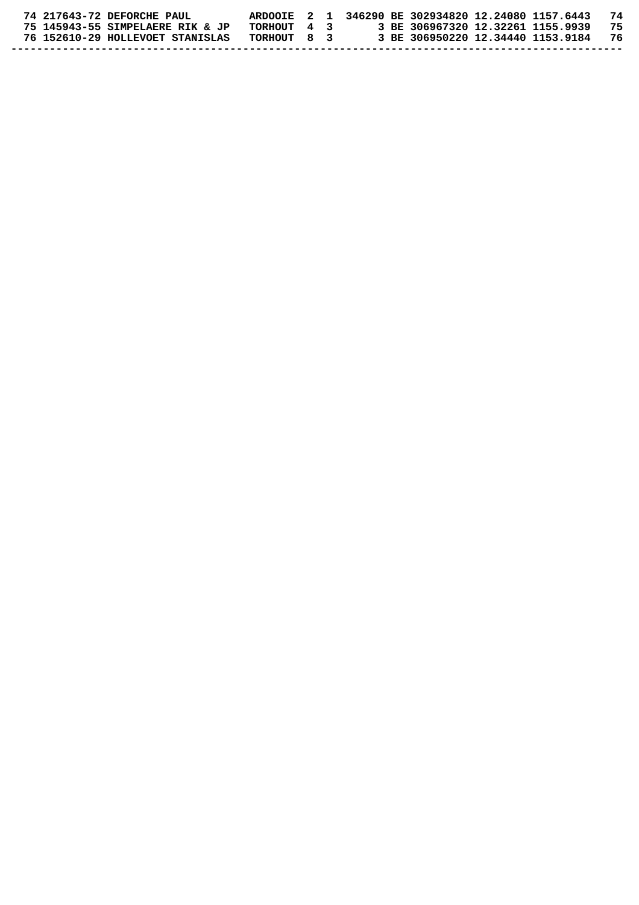| | | | | | | | | | | | |
|---|---|---|---|---|---|---|---|---|---|---|---|
| 74 | 217643-72 | DEFORCHE PAUL | ARDOOIE | 2 | 1 | 346290 | BE | 302934820 | 12.24080 | 1157.6443 | 74 |
| 75 | 145943-55 | SIMPELAERE RIK & JP | TORHOUT | 4 | 3 | 3 | BE | 306967320 | 12.32261 | 1155.9939 | 75 |
| 76 | 152610-29 | HOLLEVOET STANISLAS | TORHOUT | 8 | 3 | 3 | BE | 306950220 | 12.34440 | 1153.9184 | 76 |

---